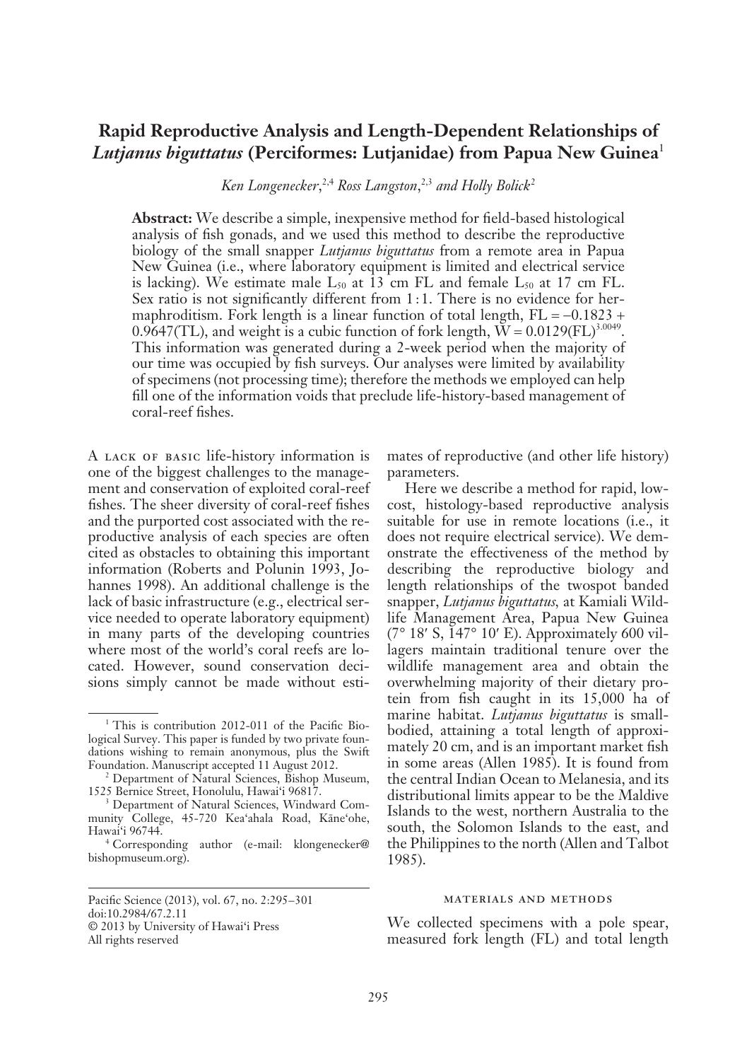# Rapid Reproductive Analysis and Length-Dependent Relationships of *Lutjanus biguttatus* (Perciformes: Lutjanidae) from Papua New Guinea[1]

*Ken Longenecker,[2,4] Ross Langston,[2,3] and Holly Bolick[2]*

**Abstract:** We describe a simple, inexpensive method for field-based histological analysis of fish gonads, and we used this method to describe the reproductive biology of the small snapper *Lutjanus biguttatus* from a remote area in Papua New Guinea (i.e., where laboratory equipment is limited and electrical service is lacking). We estimate male $L_{50}$ at 13 cm FL and female $L_{50}$ at 17 cm FL. Sex ratio is not significantly different from 1 : 1. There is no evidence for hermaphroditism. Fork length is a linear function of total length, $FL = -0.1823 + 0.9647(TL)$, and weight is a cubic function of fork length, $W = 0.0129(FL)^{3.0049}$. This information was generated during a 2-week period when the majority of our time was occupied by fish surveys. Our analyses were limited by availability of specimens (not processing time); therefore the methods we employed can help fill one of the information voids that preclude life-history-based management of coral-reef fishes.

A lack of basic life-history information is one of the biggest challenges to the management and conservation of exploited coral-reef fishes. The sheer diversity of coral-reef fishes and the purported cost associated with the reproductive analysis of each species are often cited as obstacles to obtaining this important information (Roberts and Polunin 1993, Johannes 1998). An additional challenge is the lack of basic infrastructure (e.g., electrical service needed to operate laboratory equipment) in many parts of the developing countries where most of the world's coral reefs are located. However, sound conservation decisions simply cannot be made without estimates of reproductive (and other life history) parameters.

Here we describe a method for rapid, low-cost, histology-based reproductive analysis suitable for use in remote locations (i.e., it does not require electrical service). We demonstrate the effectiveness of the method by describing the reproductive biology and length relationships of the twospot banded snapper, *Lutjanus biguttatus,* at Kamiali Wildlife Management Area, Papua New Guinea (7° 18′ S, 147° 10′ E). Approximately 600 villagers maintain traditional tenure over the wildlife management area and obtain the overwhelming majority of their dietary protein from fish caught in its 15,000 ha of marine habitat. *Lutjanus biguttatus* is small-bodied, attaining a total length of approximately 20 cm, and is an important market fish in some areas (Allen 1985). It is found from the central Indian Ocean to Melanesia, and its distributional limits appear to be the Maldive Islands to the west, northern Australia to the south, the Solomon Islands to the east, and the Philippines to the north (Allen and Talbot 1985).

## Materials and Methods

We collected specimens with a pole spear, measured fork length (FL) and total length

---

[1] This is contribution 2012-011 of the Pacific Biological Survey. This paper is funded by two private foundations wishing to remain anonymous, plus the Swift Foundation. Manuscript accepted 11 August 2012.

[2] Department of Natural Sciences, Bishop Museum, 1525 Bernice Street, Honolulu, Hawai'i 96817.

[3] Department of Natural Sciences, Windward Community College, 45-720 Kea'ahala Road, Kāne'ohe, Hawai'i 96744.

[4] Corresponding author (e-mail: klongenecker@bishopmuseum.org).

Pacific Science (2013), vol. 67, no. 2:295–301
doi:10.2984/67.2.11
© 2013 by University of Hawai'i Press
All rights reserved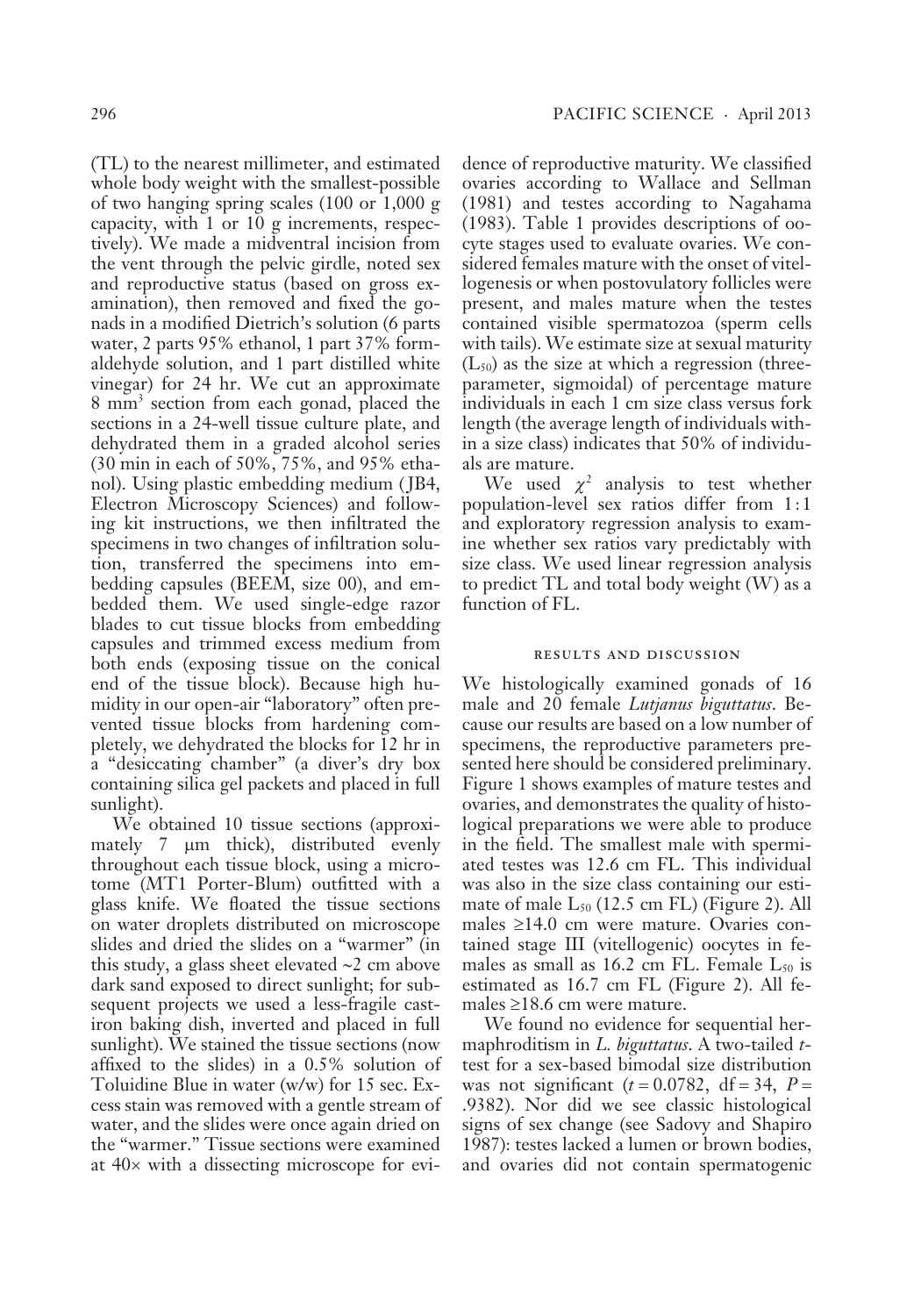(TL) to the nearest millimeter, and estimated whole body weight with the smallest-possible of two hanging spring scales (100 or 1,000 g capacity, with 1 or 10 g increments, respectively). We made a midventral incision from the vent through the pelvic girdle, noted sex and reproductive status (based on gross examination), then removed and fixed the gonads in a modified Dietrich's solution (6 parts water, 2 parts 95% ethanol, 1 part 37% formaldehyde solution, and 1 part distilled white vinegar) for 24 hr. We cut an approximate 8 $mm^3$ section from each gonad, placed the sections in a 24-well tissue culture plate, and dehydrated them in a graded alcohol series (30 min in each of 50%, 75%, and 95% ethanol). Using plastic embedding medium (JB4, Electron Microscopy Sciences) and following kit instructions, we then infiltrated the specimens in two changes of infiltration solution, transferred the specimens into embedding capsules (BEEM, size 00), and embedded them. We used single-edge razor blades to cut tissue blocks from embedding capsules and trimmed excess medium from both ends (exposing tissue on the conical end of the tissue block). Because high humidity in our open-air "laboratory" often prevented tissue blocks from hardening completely, we dehydrated the blocks for 12 hr in a "desiccating chamber" (a diver's dry box containing silica gel packets and placed in full sunlight).

We obtained 10 tissue sections (approximately 7 μm thick), distributed evenly throughout each tissue block, using a microtome (MT1 Porter-Blum) outfitted with a glass knife. We floated the tissue sections on water droplets distributed on microscope slides and dried the slides on a "warmer" (in this study, a glass sheet elevated ~2 cm above dark sand exposed to direct sunlight; for subsequent projects we used a less-fragile cast-iron baking dish, inverted and placed in full sunlight). We stained the tissue sections (now affixed to the slides) in a 0.5% solution of Toluidine Blue in water (w/w) for 15 sec. Excess stain was removed with a gentle stream of water, and the slides were once again dried on the "warmer." Tissue sections were examined at 40× with a dissecting microscope for evidence of reproductive maturity. We classified ovaries according to Wallace and Sellman (1981) and testes according to Nagahama (1983). Table 1 provides descriptions of oocyte stages used to evaluate ovaries. We considered females mature with the onset of vitellogenesis or when postovulatory follicles were present, and males mature when the testes contained visible spermatozoa (sperm cells with tails). We estimate size at sexual maturity ($L_{50}$) as the size at which a regression (three-parameter, sigmoidal) of percentage mature individuals in each 1 cm size class versus fork length (the average length of individuals within a size class) indicates that 50% of individuals are mature.

We used $\chi^2$ analysis to test whether population-level sex ratios differ from 1 : 1 and exploratory regression analysis to examine whether sex ratios vary predictably with size class. We used linear regression analysis to predict TL and total body weight (W) as a function of FL.

## RESULTS AND DISCUSSION

We histologically examined gonads of 16 male and 20 female *Lutjanus biguttatus*. Because our results are based on a low number of specimens, the reproductive parameters presented here should be considered preliminary. Figure 1 shows examples of mature testes and ovaries, and demonstrates the quality of histological preparations we were able to produce in the field. The smallest male with spermiated testes was 12.6 cm FL. This individual was also in the size class containing our estimate of male $L_{50}$ (12.5 cm FL) (Figure 2). All males ≥14.0 cm were mature. Ovaries contained stage III (vitellogenic) oocytes in females as small as 16.2 cm FL. Female $L_{50}$ is estimated as 16.7 cm FL (Figure 2). All females ≥18.6 cm were mature.

We found no evidence for sequential hermaphroditism in *L. biguttatus*. A two-tailed *t*-test for a sex-based bimodal size distribution was not significant ($t = 0.0782$, df = 34, $P = .9382$). Nor did we see classic histological signs of sex change (see Sadovy and Shapiro 1987): testes lacked a lumen or brown bodies, and ovaries did not contain spermatogenic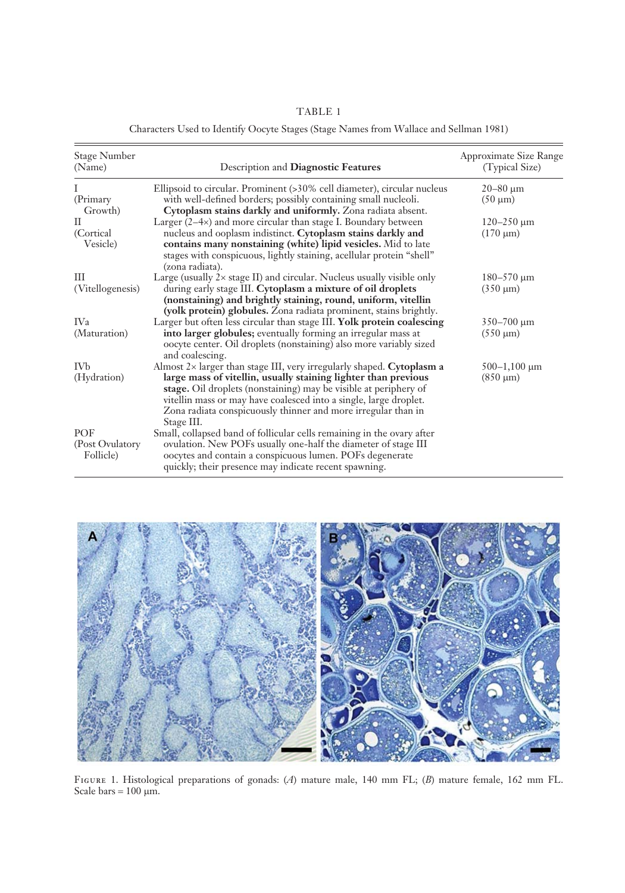TABLE 1

Characters Used to Identify Oocyte Stages (Stage Names from Wallace and Sellman 1981)

| Stage Number (Name) | Description and **Diagnostic Features** | Approximate Size Range (Typical Size) |
|---|---|---|
| I (Primary Growth) | Ellipsoid to circular. Prominent (>30% cell diameter), circular nucleus with well-defined borders; possibly containing small nucleoli. **Cytoplasm stains darkly and uniformly.** Zona radiata absent. | 20–80 μm (50 μm) |
| II (Cortical Vesicle) | Larger (2–4×) and more circular than stage I. Boundary between nucleus and ooplasm indistinct. **Cytoplasm stains darkly and contains many nonstaining (white) lipid vesicles.** Mid to late stages with conspicuous, lightly staining, acellular protein "shell" (zona radiata). | 120–250 μm (170 μm) |
| III (Vitellogenesis) | Large (usually 2× stage II) and circular. Nucleus usually visible only during early stage III. **Cytoplasm a mixture of oil droplets (nonstaining) and brightly staining, round, uniform, vitellin (yolk protein) globules.** Zona radiata prominent, stains brightly. | 180–570 μm (350 μm) |
| IVa (Maturation) | Larger but often less circular than stage III. **Yolk protein coalescing into larger globules;** eventually forming an irregular mass at oocyte center. Oil droplets (nonstaining) also more variably sized and coalescing. | 350–700 μm (550 μm) |
| IVb (Hydration) | Almost 2× larger than stage III, very irregularly shaped. **Cytoplasm a large mass of vitellin, usually staining lighter than previous stage.** Oil droplets (nonstaining) may be visible at periphery of vitellin mass or may have coalesced into a single, large droplet. Zona radiata conspicuously thinner and more irregular than in Stage III. | 500–1,100 μm (850 μm) |
| POF (Post Ovulatory Follicle) | Small, collapsed band of follicular cells remaining in the ovary after ovulation. New POFs usually one-half the diameter of stage III oocytes and contain a conspicuous lumen. POFs degenerate quickly; their presence may indicate recent spawning. | |

FIGURE 1. Histological preparations of gonads: (*A*) mature male, 140 mm FL; (*B*) mature female, 162 mm FL. Scale bars = 100 μm.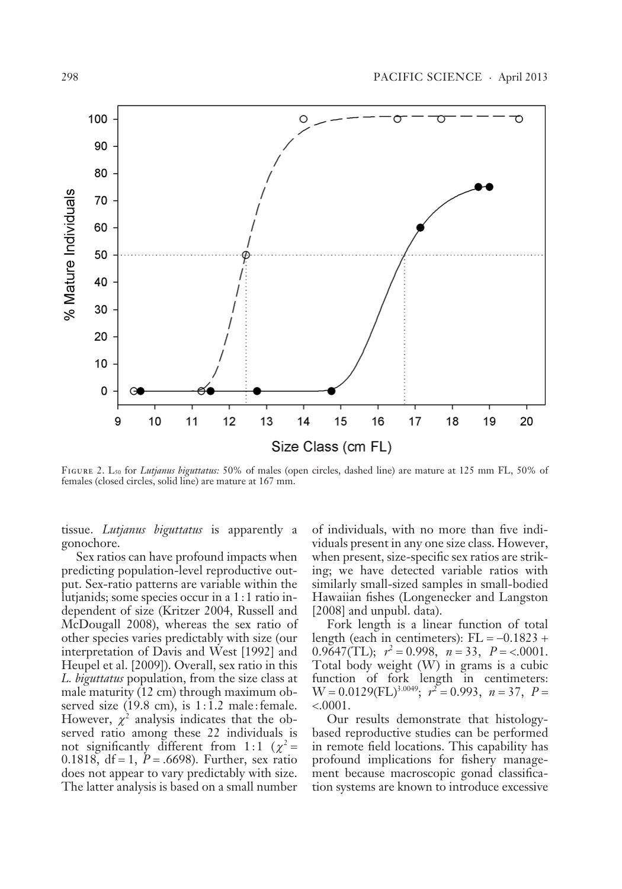FIGURE 2. $L_{50}$ for *Lutjanus biguttatus:* 50% of males (open circles, dashed line) are mature at 125 mm FL, 50% of females (closed circles, solid line) are mature at 167 mm.

tissue. *Lutjanus biguttatus* is apparently a gonochore.

Sex ratios can have profound impacts when predicting population-level reproductive output. Sex-ratio patterns are variable within the lutjanids; some species occur in a 1 : 1 ratio independent of size (Kritzer 2004, Russell and McDougall 2008), whereas the sex ratio of other species varies predictably with size (our interpretation of Davis and West [1992] and Heupel et al. [2009]). Overall, sex ratio in this *L. biguttatus* population, from the size class at male maturity (12 cm) through maximum observed size (19.8 cm), is 1 : 1.2 male : female. However, $\chi^2$ analysis indicates that the observed ratio among these 22 individuals is not significantly different from 1 : 1 ($\chi^2 = 0.1818$, df = 1, $P = .6698$). Further, sex ratio does not appear to vary predictably with size. The latter analysis is based on a small number of individuals, with no more than five individuals present in any one size class. However, when present, size-specific sex ratios are striking; we have detected variable ratios with similarly small-sized samples in small-bodied Hawaiian fishes (Longenecker and Langston [2008] and unpubl. data).

Fork length is a linear function of total length (each in centimeters): $FL = -0.1823 + 0.9647(TL)$; $r^2 = 0.998$, $n = 33$, $P = <.0001$. Total body weight (W) in grams is a cubic function of fork length in centimeters: $W = 0.0129(FL)^{3.0049}$; $r^2 = 0.993$, $n = 37$, $P = <.0001$.

Our results demonstrate that histology-based reproductive studies can be performed in remote field locations. This capability has profound implications for fishery management because macroscopic gonad classification systems are known to introduce excessive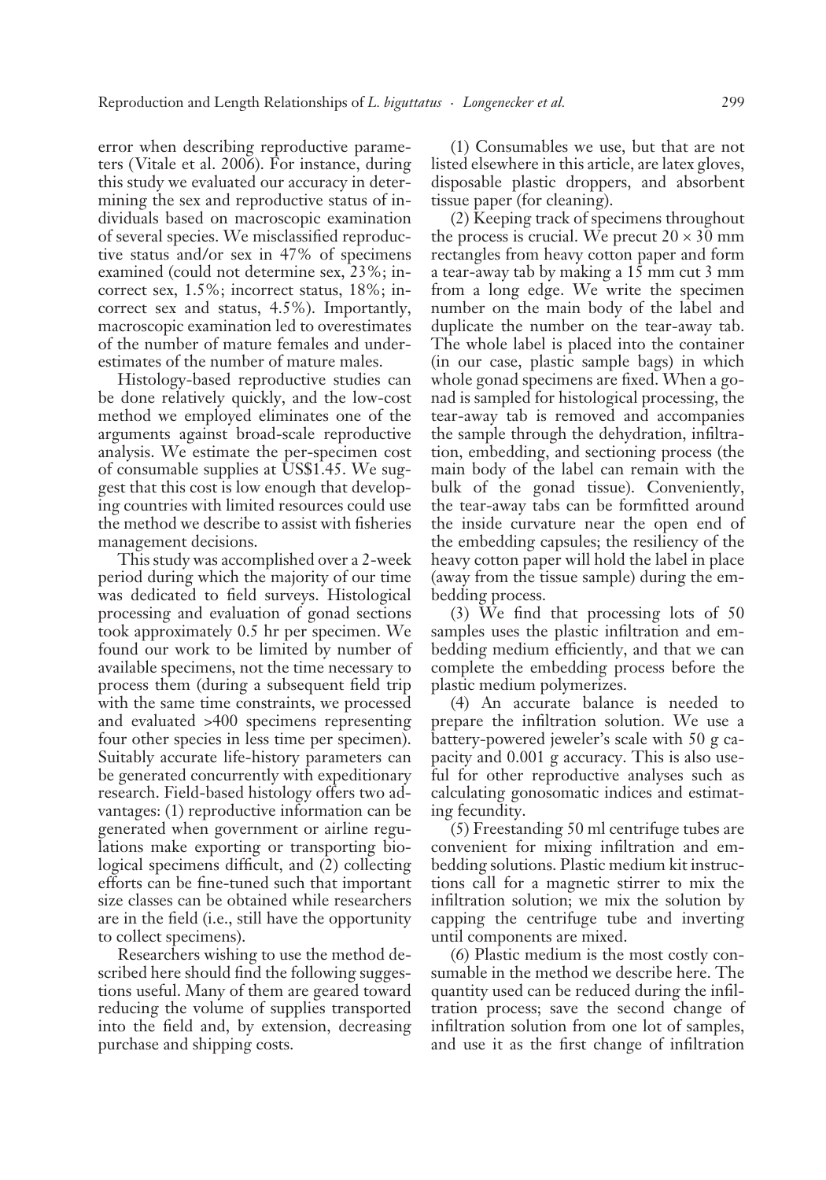error when describing reproductive parameters (Vitale et al. 2006). For instance, during this study we evaluated our accuracy in determining the sex and reproductive status of individuals based on macroscopic examination of several species. We misclassified reproductive status and/or sex in 47% of specimens examined (could not determine sex, 23%; incorrect sex, 1.5%; incorrect status, 18%; incorrect sex and status, 4.5%). Importantly, macroscopic examination led to overestimates of the number of mature females and underestimates of the number of mature males.

Histology-based reproductive studies can be done relatively quickly, and the low-cost method we employed eliminates one of the arguments against broad-scale reproductive analysis. We estimate the per-specimen cost of consumable supplies at US$1.45. We suggest that this cost is low enough that developing countries with limited resources could use the method we describe to assist with fisheries management decisions.

This study was accomplished over a 2-week period during which the majority of our time was dedicated to field surveys. Histological processing and evaluation of gonad sections took approximately 0.5 hr per specimen. We found our work to be limited by number of available specimens, not the time necessary to process them (during a subsequent field trip with the same time constraints, we processed and evaluated >400 specimens representing four other species in less time per specimen). Suitably accurate life-history parameters can be generated concurrently with expeditionary research. Field-based histology offers two advantages: (1) reproductive information can be generated when government or airline regulations make exporting or transporting biological specimens difficult, and (2) collecting efforts can be fine-tuned such that important size classes can be obtained while researchers are in the field (i.e., still have the opportunity to collect specimens).

Researchers wishing to use the method described here should find the following suggestions useful. Many of them are geared toward reducing the volume of supplies transported into the field and, by extension, decreasing purchase and shipping costs.

(1) Consumables we use, but that are not listed elsewhere in this article, are latex gloves, disposable plastic droppers, and absorbent tissue paper (for cleaning).

(2) Keeping track of specimens throughout the process is crucial. We precut $20 \times 30$ mm rectangles from heavy cotton paper and form a tear-away tab by making a 15 mm cut 3 mm from a long edge. We write the specimen number on the main body of the label and duplicate the number on the tear-away tab. The whole label is placed into the container (in our case, plastic sample bags) in which whole gonad specimens are fixed. When a gonad is sampled for histological processing, the tear-away tab is removed and accompanies the sample through the dehydration, infiltration, embedding, and sectioning process (the main body of the label can remain with the bulk of the gonad tissue). Conveniently, the tear-away tabs can be formfitted around the inside curvature near the open end of the embedding capsules; the resiliency of the heavy cotton paper will hold the label in place (away from the tissue sample) during the embedding process.

(3) We find that processing lots of 50 samples uses the plastic infiltration and embedding medium efficiently, and that we can complete the embedding process before the plastic medium polymerizes.

(4) An accurate balance is needed to prepare the infiltration solution. We use a battery-powered jeweler's scale with 50 g capacity and 0.001 g accuracy. This is also useful for other reproductive analyses such as calculating gonosomatic indices and estimating fecundity.

(5) Freestanding 50 ml centrifuge tubes are convenient for mixing infiltration and embedding solutions. Plastic medium kit instructions call for a magnetic stirrer to mix the infiltration solution; we mix the solution by capping the centrifuge tube and inverting until components are mixed.

(6) Plastic medium is the most costly consumable in the method we describe here. The quantity used can be reduced during the infiltration process; save the second change of infiltration solution from one lot of samples, and use it as the first change of infiltration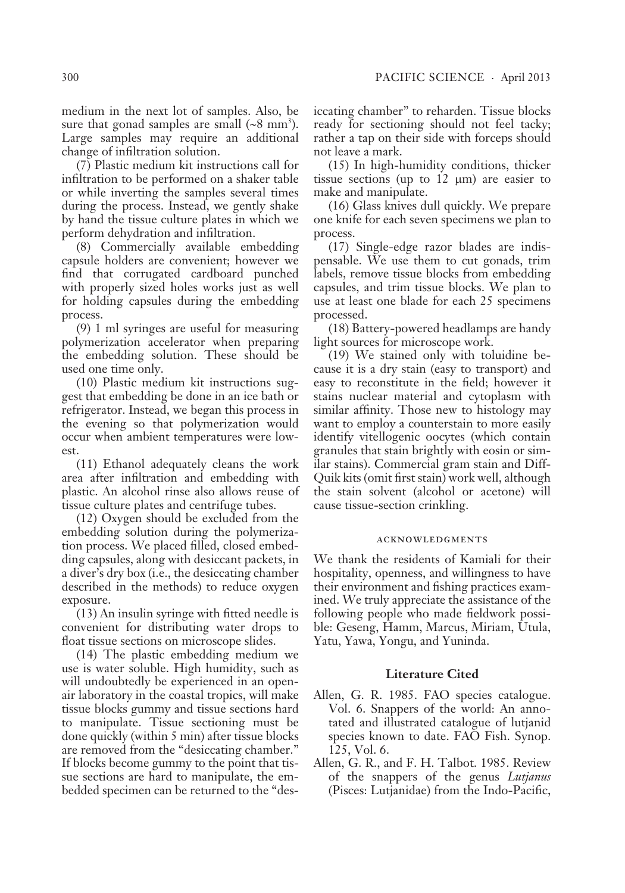medium in the next lot of samples. Also, be sure that gonad samples are small (~8 mm$^3$). Large samples may require an additional change of infiltration solution.

(7) Plastic medium kit instructions call for infiltration to be performed on a shaker table or while inverting the samples several times during the process. Instead, we gently shake by hand the tissue culture plates in which we perform dehydration and infiltration.

(8) Commercially available embedding capsule holders are convenient; however we find that corrugated cardboard punched with properly sized holes works just as well for holding capsules during the embedding process.

(9) 1 ml syringes are useful for measuring polymerization accelerator when preparing the embedding solution. These should be used one time only.

(10) Plastic medium kit instructions suggest that embedding be done in an ice bath or refrigerator. Instead, we began this process in the evening so that polymerization would occur when ambient temperatures were lowest.

(11) Ethanol adequately cleans the work area after infiltration and embedding with plastic. An alcohol rinse also allows reuse of tissue culture plates and centrifuge tubes.

(12) Oxygen should be excluded from the embedding solution during the polymerization process. We placed filled, closed embedding capsules, along with desiccant packets, in a diver's dry box (i.e., the desiccating chamber described in the methods) to reduce oxygen exposure.

(13) An insulin syringe with fitted needle is convenient for distributing water drops to float tissue sections on microscope slides.

(14) The plastic embedding medium we use is water soluble. High humidity, such as will undoubtedly be experienced in an open-air laboratory in the coastal tropics, will make tissue blocks gummy and tissue sections hard to manipulate. Tissue sectioning must be done quickly (within 5 min) after tissue blocks are removed from the "desiccating chamber." If blocks become gummy to the point that tissue sections are hard to manipulate, the embedded specimen can be returned to the "desiccating chamber" to reharden. Tissue blocks ready for sectioning should not feel tacky; rather a tap on their side with forceps should not leave a mark.

(15) In high-humidity conditions, thicker tissue sections (up to 12 μm) are easier to make and manipulate.

(16) Glass knives dull quickly. We prepare one knife for each seven specimens we plan to process.

(17) Single-edge razor blades are indispensable. We use them to cut gonads, trim labels, remove tissue blocks from embedding capsules, and trim tissue blocks. We plan to use at least one blade for each 25 specimens processed.

(18) Battery-powered headlamps are handy light sources for microscope work.

(19) We stained only with toluidine because it is a dry stain (easy to transport) and easy to reconstitute in the field; however it stains nuclear material and cytoplasm with similar affinity. Those new to histology may want to employ a counterstain to more easily identify vitellogenic oocytes (which contain granules that stain brightly with eosin or similar stains). Commercial gram stain and Diff-Quik kits (omit first stain) work well, although the stain solvent (alcohol or acetone) will cause tissue-section crinkling.

## ACKNOWLEDGMENTS

We thank the residents of Kamiali for their hospitality, openness, and willingness to have their environment and fishing practices examined. We truly appreciate the assistance of the following people who made fieldwork possible: Geseng, Hamm, Marcus, Miriam, Utula, Yatu, Yawa, Yongu, and Yuninda.

## Literature Cited

Allen, G. R. 1985. FAO species catalogue. Vol. 6. Snappers of the world: An annotated and illustrated catalogue of lutjanid species known to date. FAO Fish. Synop. 125, Vol. 6.

Allen, G. R., and F. H. Talbot. 1985. Review of the snappers of the genus *Lutjanus* (Pisces: Lutjanidae) from the Indo-Pacific,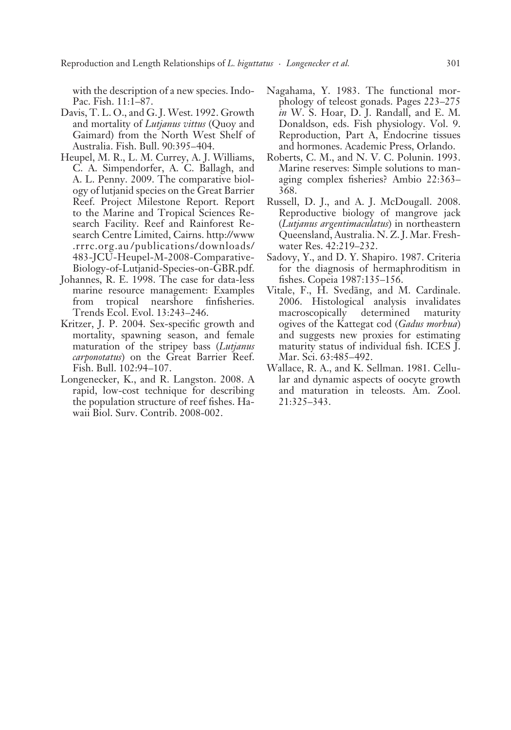with the description of a new species. Indo-Pac. Fish. 11:1–87.

Davis, T. L. O., and G. J. West. 1992. Growth and mortality of *Lutjanus vittus* (Quoy and Gaimard) from the North West Shelf of Australia. Fish. Bull. 90:395–404.

Heupel, M. R., L. M. Currey, A. J. Williams, C. A. Simpendorfer, A. C. Ballagh, and A. L. Penny. 2009. The comparative biology of lutjanid species on the Great Barrier Reef. Project Milestone Report. Report to the Marine and Tropical Sciences Research Facility. Reef and Rainforest Research Centre Limited, Cairns. http://www.rrrc.org.au/publications/downloads/483-JCU-Heupel-M-2008-Comparative-Biology-of-Lutjanid-Species-on-GBR.pdf.

Johannes, R. E. 1998. The case for data-less marine resource management: Examples from tropical nearshore finfisheries. Trends Ecol. Evol. 13:243–246.

Kritzer, J. P. 2004. Sex-specific growth and mortality, spawning season, and female maturation of the stripey bass (*Lutjanus carponotatus*) on the Great Barrier Reef. Fish. Bull. 102:94–107.

Longenecker, K., and R. Langston. 2008. A rapid, low-cost technique for describing the population structure of reef fishes. Hawaii Biol. Surv. Contrib. 2008-002.

Nagahama, Y. 1983. The functional morphology of teleost gonads. Pages 223–275 *in* W. S. Hoar, D. J. Randall, and E. M. Donaldson, eds. Fish physiology. Vol. 9. Reproduction, Part A, Endocrine tissues and hormones. Academic Press, Orlando.

Roberts, C. M., and N. V. C. Polunin. 1993. Marine reserves: Simple solutions to managing complex fisheries? Ambio 22:363–368.

Russell, D. J., and A. J. McDougall. 2008. Reproductive biology of mangrove jack (*Lutjanus argentimaculatus*) in northeastern Queensland, Australia. N. Z. J. Mar. Freshwater Res. 42:219–232.

Sadovy, Y., and D. Y. Shapiro. 1987. Criteria for the diagnosis of hermaphroditism in fishes. Copeia 1987:135–156.

Vitale, F., H. Svedäng, and M. Cardinale. 2006. Histological analysis invalidates macroscopically determined maturity ogives of the Kattegat cod (*Gadus morhua*) and suggests new proxies for estimating maturity status of individual fish. ICES J. Mar. Sci. 63:485–492.

Wallace, R. A., and K. Sellman. 1981. Cellular and dynamic aspects of oocyte growth and maturation in teleosts. Am. Zool. 21:325–343.